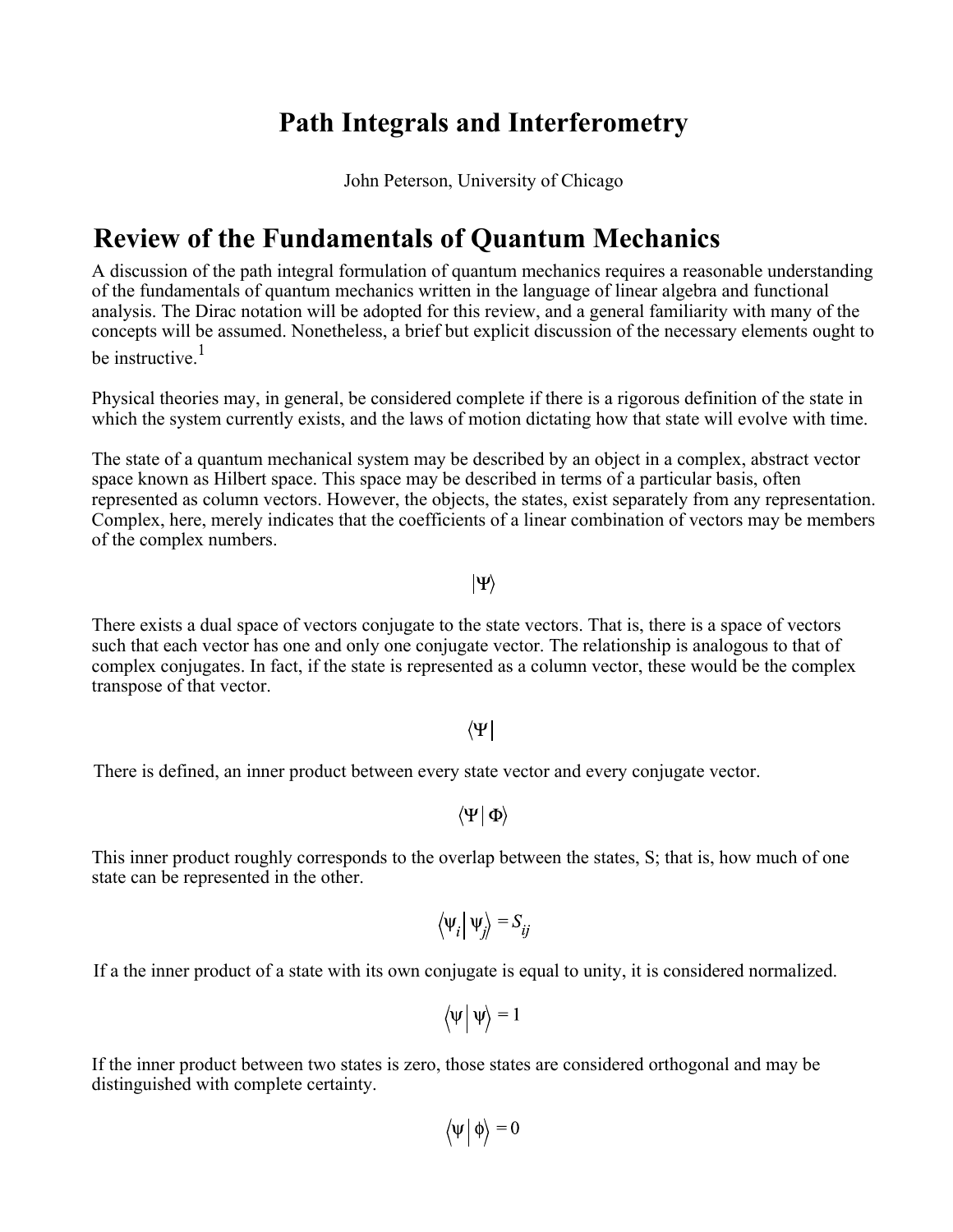# Path Integrals and Interferometry

John Peterson, University of Chicago

## Review of the Fundamentals of Quantum Mechanics

A discussion of the path integral formulation of quantum mechanics requires a reasonable understanding of the fundamentals of quantum mechanics written in the language of linear algebra and functional analysis. The Dirac notation will be adopted for this review, and a general familiarity with many of the concepts will be assumed. Nonetheless, a brief but explicit discussion of the necessary elements ought to be instructive.[1]

Physical theories may, in general, be considered complete if there is a rigorous definition of the state in which the system currently exists, and the laws of motion dictating how that state will evolve with time.

The state of a quantum mechanical system may be described by an object in a complex, abstract vector space known as Hilbert space. This space may be described in terms of a particular basis, often represented as column vectors. However, the objects, the states, exist separately from any representation. Complex, here, merely indicates that the coefficients of a linear combination of vectors may be members of the complex numbers.

$$|\Psi\rangle$$

There exists a dual space of vectors conjugate to the state vectors. That is, there is a space of vectors such that each vector has one and only one conjugate vector. The relationship is analogous to that of complex conjugates. In fact, if the state is represented as a column vector, these would be the complex transpose of that vector.

$$\langle\Psi|$$

There is defined, an inner product between every state vector and every conjugate vector.

$$\langle\Psi|\Phi\rangle$$

This inner product roughly corresponds to the overlap between the states, S; that is, how much of one state can be represented in the other.

$$\langle\psi_i|\psi_j\rangle = S_{ij}$$

If a the inner product of a state with its own conjugate is equal to unity, it is considered normalized.

$$\langle\psi|\psi\rangle = 1$$

If the inner product between two states is zero, those states are considered orthogonal and may be distinguished with complete certainty.

$$\langle\psi|\phi\rangle = 0$$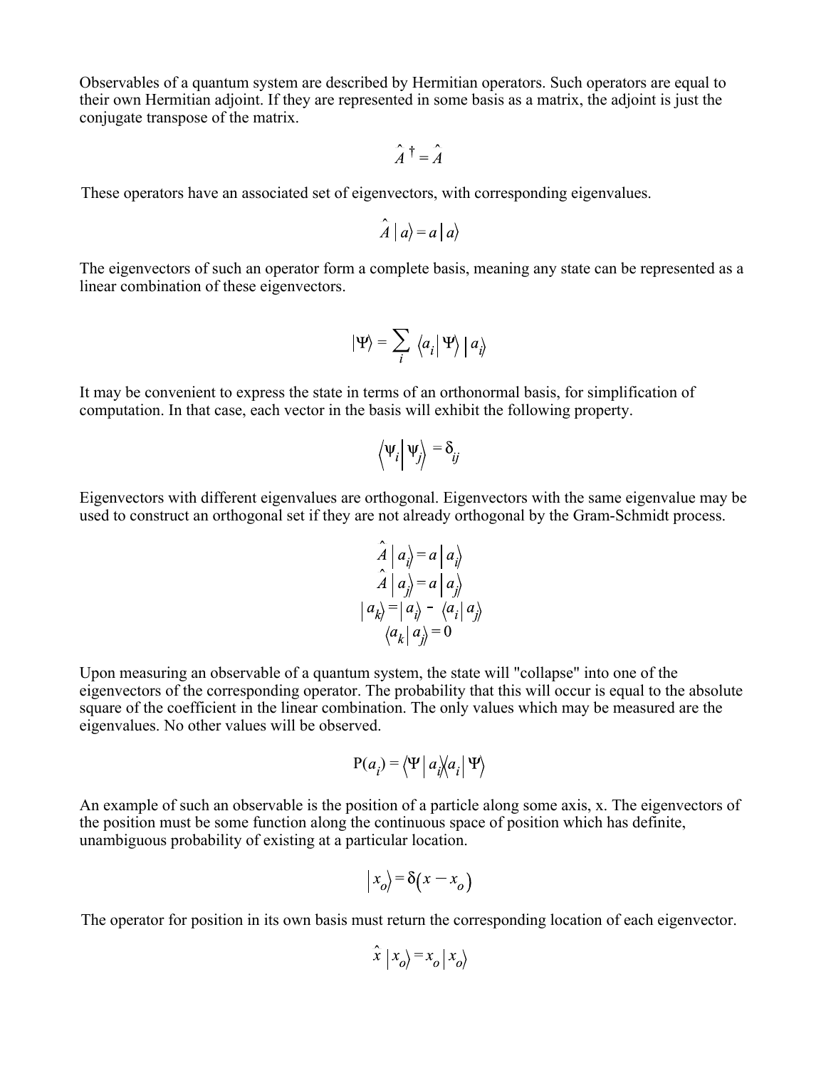Observables of a quantum system are described by Hermitian operators. Such operators are equal to their own Hermitian adjoint. If they are represented in some basis as a matrix, the adjoint is just the conjugate transpose of the matrix.

$$\hat{A}^\dagger = \hat{A}$$

These operators have an associated set of eigenvectors, with corresponding eigenvalues.

$$\hat{A}\,|a\rangle = a\,|a\rangle$$

The eigenvectors of such an operator form a complete basis, meaning any state can be represented as a linear combination of these eigenvectors.

$$|\Psi\rangle = \sum_i \langle a_i|\Psi\rangle\,|a_i\rangle$$

It may be convenient to express the state in terms of an orthonormal basis, for simplification of computation. In that case, each vector in the basis will exhibit the following property.

$$\langle\psi_i|\psi_j\rangle = \delta_{ij}$$

Eigenvectors with different eigenvalues are orthogonal. Eigenvectors with the same eigenvalue may be used to construct an orthogonal set if they are not already orthogonal by the Gram-Schmidt process.

$$\hat{A}\,|a_i\rangle = a\,|a_i\rangle$$
$$\hat{A}\,|a_j\rangle = a\,|a_j\rangle$$
$$|a_k\rangle = |a_i\rangle - \langle a_i|a_j\rangle$$
$$\langle a_k|a_j\rangle = 0$$

Upon measuring an observable of a quantum system, the state will "collapse" into one of the eigenvectors of the corresponding operator. The probability that this will occur is equal to the absolute square of the coefficient in the linear combination. The only values which may be measured are the eigenvalues. No other values will be observed.

$$\mathrm{P}(a_i) = \langle\Psi|a_i\rangle\langle a_i|\Psi\rangle$$

An example of such an observable is the position of a particle along some axis, x. The eigenvectors of the position must be some function along the continuous space of position which has definite, unambiguous probability of existing at a particular location.

$$|x_o\rangle = \delta(x - x_o)$$

The operator for position in its own basis must return the corresponding location of each eigenvector.

$$\hat{x}\,|x_o\rangle = x_o\,|x_o\rangle$$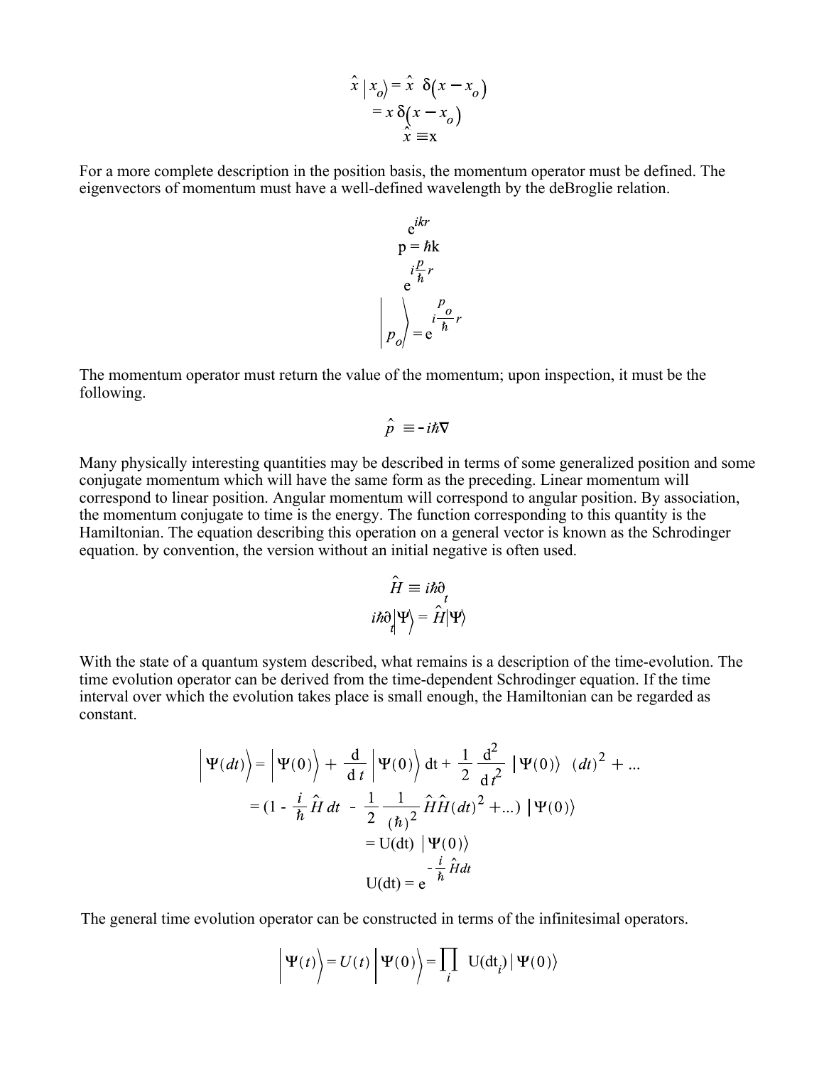$$\hat{x}\,|x_o\rangle = \hat{x}\;\delta(x - x_o)$$
$$= x\,\delta(x - x_o)$$
$$\hat{x} \equiv \mathrm{x}$$

For a more complete description in the position basis, the momentum operator must be defined. The eigenvectors of momentum must have a well-defined wavelength by the deBroglie relation.

$$e^{ikr}$$
$$\mathrm{p} = \hbar \mathrm{k}$$
$$e^{i\frac{p}{\hbar}r}$$
$$\left| p_o \right\rangle = e^{i\frac{p_o}{\hbar}r}$$

The momentum operator must return the value of the momentum; upon inspection, it must be the following.

$$\hat{p}\;\equiv -i\hbar\nabla$$

Many physically interesting quantities may be described in terms of some generalized position and some conjugate momentum which will have the same form as the preceding. Linear momentum will correspond to linear position. Angular momentum will correspond to angular position. By association, the momentum conjugate to time is the energy. The function corresponding to this quantity is the Hamiltonian. The equation describing this operation on a general vector is known as the Schrodinger equation. by convention, the version without an initial negative is often used.

$$\hat{H} \equiv i\hbar\partial_t$$
$$i\hbar\partial_t\left|\Psi\right\rangle = \hat{H}\left|\Psi\right\rangle$$

With the state of a quantum system described, what remains is a description of the time-evolution. The time evolution operator can be derived from the time-dependent Schrodinger equation. If the time interval over which the evolution takes place is small enough, the Hamiltonian can be regarded as constant.

$$\left|\Psi(dt)\right\rangle = \left|\Psi(0)\right\rangle + \frac{\mathrm{d}}{\mathrm{d}t}\left|\Psi(0)\right\rangle \mathrm{dt} + \frac{1}{2}\frac{\mathrm{d}^2}{\mathrm{d}t^2}\left|\Psi(0)\right\rangle\ (dt)^2 + \ldots$$
$$= (1 - \frac{i}{\hbar}\hat{H}\,dt\ - \frac{1}{2}\frac{1}{(\hbar)^2}\hat{H}\hat{H}(dt)^2 + \ldots)\left|\Psi(0)\right\rangle$$
$$= \mathrm{U(dt)}\ \left|\Psi(0)\right\rangle$$
$$\mathrm{U(dt)} = e^{-\frac{i}{\hbar}\hat{H}dt}$$

The general time evolution operator can be constructed in terms of the infinitesimal operators.

$$\left|\Psi(t)\right\rangle = U(t)\left|\Psi(0)\right\rangle = \prod_i\ \mathrm{U(dt}_i)\left|\Psi(0)\right\rangle$$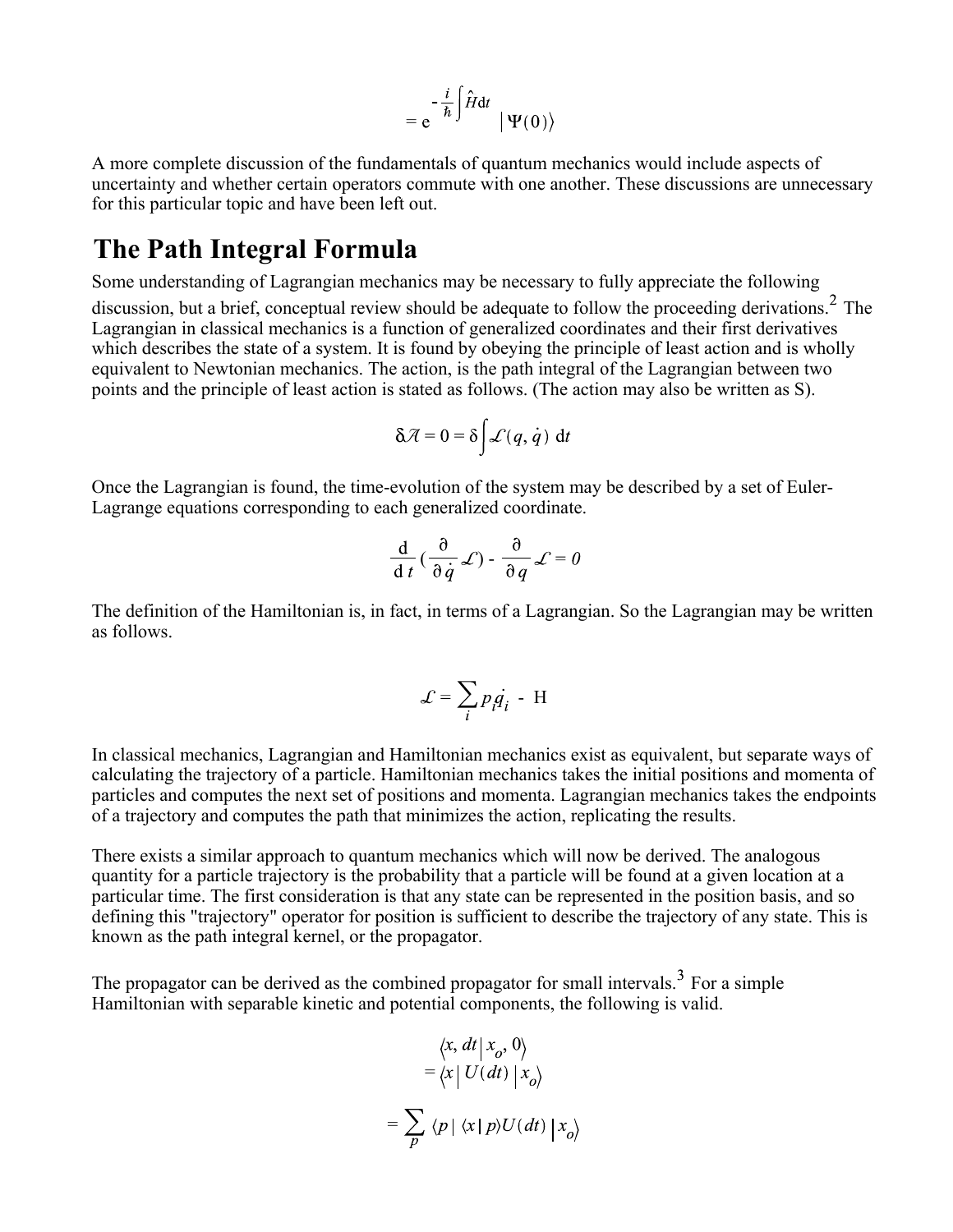$$= e^{-\frac{i}{\hbar}\int \hat{H} dt} \left| \Psi(0) \right\rangle$$

A more complete discussion of the fundamentals of quantum mechanics would include aspects of uncertainty and whether certain operators commute with one another. These discussions are unnecessary for this particular topic and have been left out.

# The Path Integral Formula

Some understanding of Lagrangian mechanics may be necessary to fully appreciate the following discussion, but a brief, conceptual review should be adequate to follow the proceeding derivations.[2] The Lagrangian in classical mechanics is a function of generalized coordinates and their first derivatives which describes the state of a system. It is found by obeying the principle of least action and is wholly equivalent to Newtonian mechanics. The action, is the path integral of the Lagrangian between two points and the principle of least action is stated as follows. (The action may also be written as S).

$$\delta\mathcal{A} = 0 = \delta\int \mathcal{L}(q, \dot{q})\ \mathrm{d}t$$

Once the Lagrangian is found, the time-evolution of the system may be described by a set of Euler-Lagrange equations corresponding to each generalized coordinate.

$$\frac{\mathrm{d}}{\mathrm{d}\,t}\left(\frac{\partial}{\partial\,\dot{q}}\mathcal{L}\right) - \frac{\partial}{\partial\,q}\mathcal{L} = 0$$

The definition of the Hamiltonian is, in fact, in terms of a Lagrangian. So the Lagrangian may be written as follows.

$$\mathcal{L} = \sum_i p_i \dot{q}_i - \mathrm{H}$$

In classical mechanics, Lagrangian and Hamiltonian mechanics exist as equivalent, but separate ways of calculating the trajectory of a particle. Hamiltonian mechanics takes the initial positions and momenta of particles and computes the next set of positions and momenta. Lagrangian mechanics takes the endpoints of a trajectory and computes the path that minimizes the action, replicating the results.

There exists a similar approach to quantum mechanics which will now be derived. The analogous quantity for a particle trajectory is the probability that a particle will be found at a given location at a particular time. The first consideration is that any state can be represented in the position basis, and so defining this "trajectory" operator for position is sufficient to describe the trajectory of any state. This is known as the path integral kernel, or the propagator.

The propagator can be derived as the combined propagator for small intervals.[3] For a simple Hamiltonian with separable kinetic and potential components, the following is valid.

$$\left\langle x, dt \middle| x_o, 0 \right\rangle$$
$$= \left\langle x \middle| U(dt) \middle| x_o \right\rangle$$

$$= \sum_p \left\langle p \right| \left\langle x \middle| p \right\rangle U(dt) \left| x_o \right\rangle$$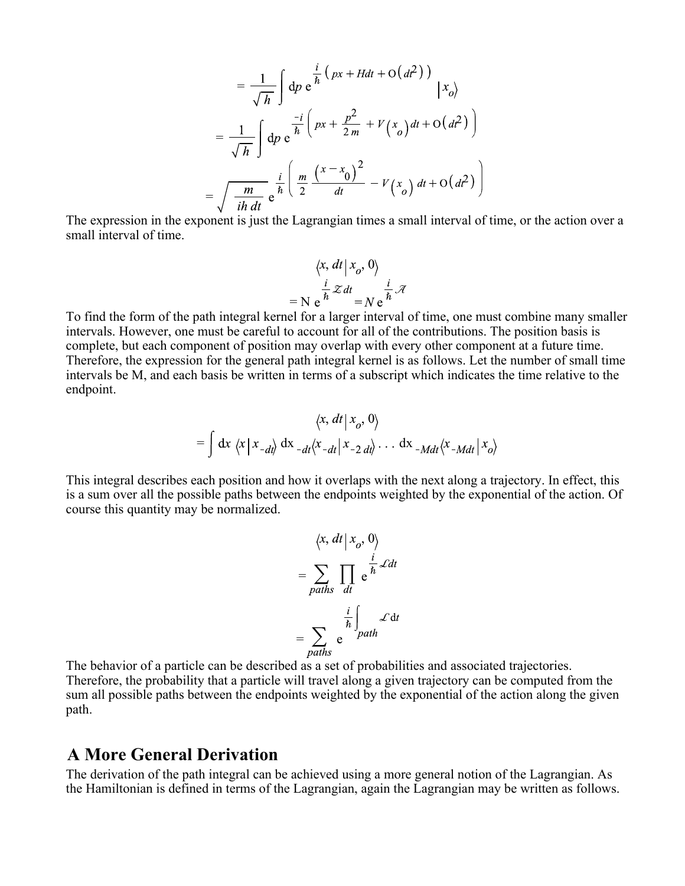$$= \frac{1}{\sqrt{h}} \int \mathrm{d}p \, \mathrm{e}^{\frac{i}{\hbar}\left( px + Hdt + \mathrm{O}\left(dt^2\right) \right)} \left| x_o \right\rangle$$

$$= \frac{1}{\sqrt{h}} \int \mathrm{d}p \, \mathrm{e}^{\frac{-i}{\hbar}\left( px + \frac{p^2}{2m} + V\left(x_o\right) dt + \mathrm{O}\left(dt^2\right) \right)}$$

$$= \sqrt{\frac{m}{ih\,dt}} \, \mathrm{e}^{\frac{i}{\hbar}\left( \frac{m}{2} \frac{\left(x - x_0\right)^2}{dt} - V\left(x_o\right) dt + \mathrm{O}\left(dt^2\right) \right)}$$

The expression in the exponent is just the Lagrangian times a small interval of time, or the action over a small interval of time.

$$\left\langle x, dt \middle| x_o, 0 \right\rangle$$

$$= \mathrm{N} \, \mathrm{e}^{\frac{i}{\hbar} \mathcal{L} dt} = N \, \mathrm{e}^{\frac{i}{\hbar} \mathcal{A}}$$

To find the form of the path integral kernel for a larger interval of time, one must combine many smaller intervals. However, one must be careful to account for all of the contributions. The position basis is complete, but each component of position may overlap with every other component at a future time. Therefore, the expression for the general path integral kernel is as follows. Let the number of small time intervals be M, and each basis be written in terms of a subscript which indicates the time relative to the endpoint.

$$\left\langle x, dt \middle| x_o, 0 \right\rangle$$

$$= \int \mathrm{d}x \left\langle x \middle| x_{-dt} \right\rangle \mathrm{d}x_{-dt} \left\langle x_{-dt} \middle| x_{-2\,dt} \right\rangle \ldots \, \mathrm{d}x_{-Mdt} \left\langle x_{-Mdt} \middle| x_o \right\rangle$$

This integral describes each position and how it overlaps with the next along a trajectory. In effect, this is a sum over all the possible paths between the endpoints weighted by the exponential of the action. Of course this quantity may be normalized.

$$\left\langle x, dt \middle| x_o, 0 \right\rangle$$

$$= \sum_{paths} \prod_{dt} \mathrm{e}^{\frac{i}{\hbar} \mathcal{L} dt}$$

$$= \sum_{paths} \mathrm{e}^{\frac{i}{\hbar} \int_{path} \mathcal{L} \, \mathrm{d}t}$$

The behavior of a particle can be described as a set of probabilities and associated trajectories. Therefore, the probability that a particle will travel along a given trajectory can be computed from the sum all possible paths between the endpoints weighted by the exponential of the action along the given path.

## A More General Derivation

The derivation of the path integral can be achieved using a more general notion of the Lagrangian. As the Hamiltonian is defined in terms of the Lagrangian, again the Lagrangian may be written as follows.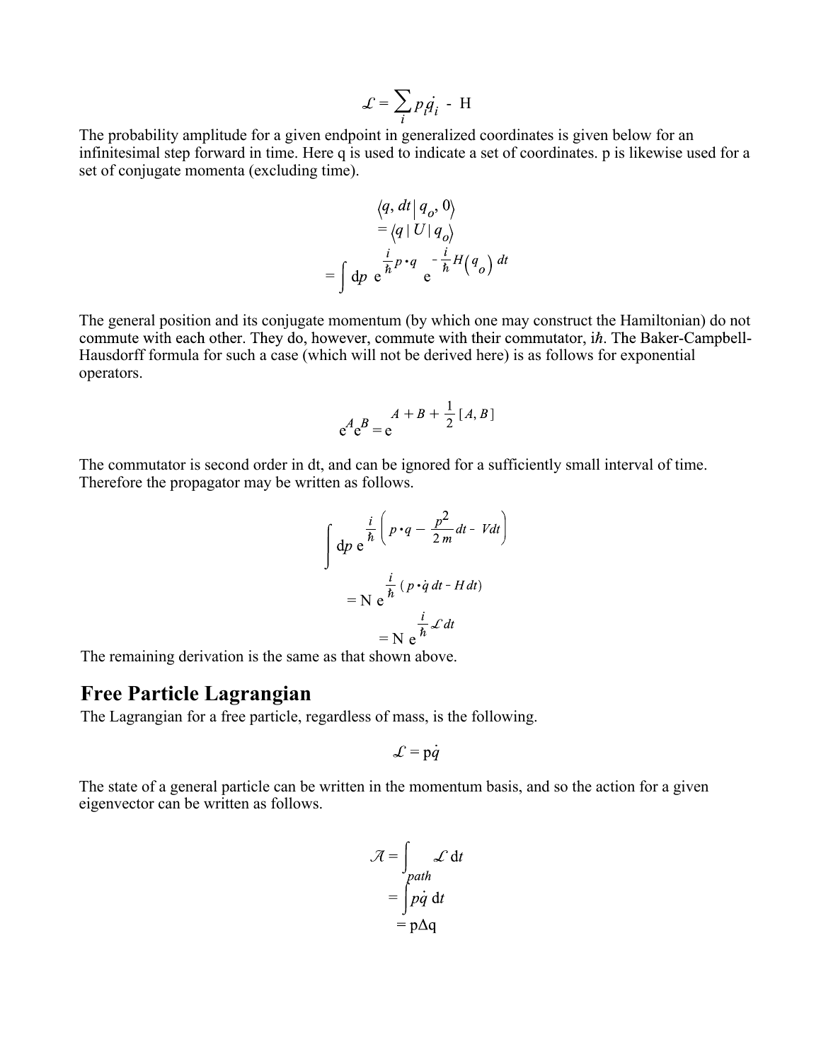$$\mathcal{L} = \sum_i p_i \dot{q}_i \ - \ \mathrm{H}$$

The probability amplitude for a given endpoint in generalized coordinates is given below for an infinitesimal step forward in time. Here q is used to indicate a set of coordinates. p is likewise used for a set of conjugate momenta (excluding time).

$$\begin{aligned} &\langle q, dt \,|\, q_o, 0\rangle \\ &= \langle q \,|\, U \,|\, q_o\rangle \\ &= \int \mathrm{d}p \ \mathrm{e}^{\frac{i}{\hbar} p \cdot q} \ \mathrm{e}^{-\frac{i}{\hbar} H\left(q_o\right) dt} \end{aligned}$$

The general position and its conjugate momentum (by which one may construct the Hamiltonian) do not commute with each other. They do, however, commute with their commutator, $i\hbar$. The Baker-Campbell-Hausdorff formula for such a case (which will not be derived here) is as follows for exponential operators.

$$\mathrm{e}^A \mathrm{e}^B = \mathrm{e}^{A + B + \frac{1}{2}[A, B]}$$

The commutator is second order in dt, and can be ignored for a sufficiently small interval of time. Therefore the propagator may be written as follows.

$$\begin{aligned} &\int \mathrm{d}p \ \mathrm{e}^{\frac{i}{\hbar}\left(p \cdot q - \frac{p^2}{2m} dt - V dt\right)} \\ &= \mathrm{N} \ \mathrm{e}^{\frac{i}{\hbar}(p \cdot \dot{q}\, dt - H\, dt)} \\ &= \mathrm{N} \ \mathrm{e}^{\frac{i}{\hbar} \mathcal{L}\, dt} \end{aligned}$$

The remaining derivation is the same as that shown above.

## Free Particle Lagrangian

The Lagrangian for a free particle, regardless of mass, is the following.

$$\mathcal{L} = \mathrm{p}\dot{q}$$

The state of a general particle can be written in the momentum basis, and so the action for a given eigenvector can be written as follows.

$$\begin{aligned} \mathcal{A} &= \int_{path} \mathcal{L} \, \mathrm{d}t \\ &= \int p\dot{q} \, \mathrm{d}t \\ &= \mathrm{p}\Delta \mathrm{q} \end{aligned}$$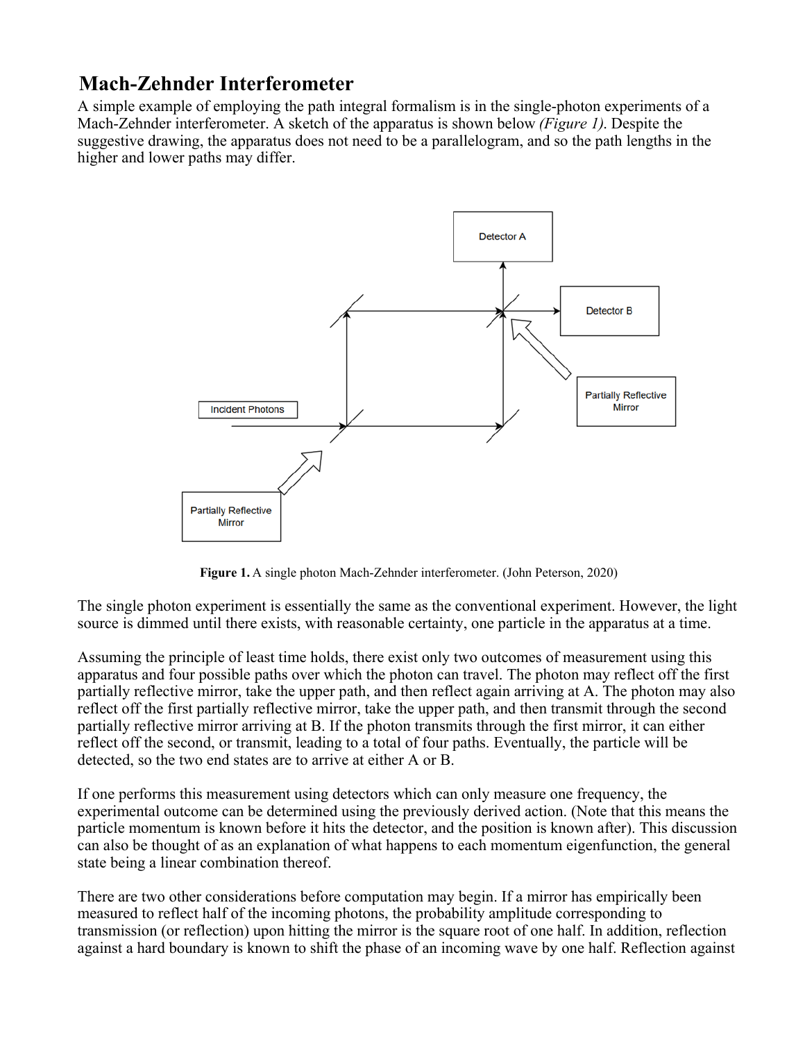## Mach-Zehnder Interferometer

A simple example of employing the path integral formalism is in the single-photon experiments of a Mach-Zehnder interferometer. A sketch of the apparatus is shown below *(Figure 1)*. Despite the suggestive drawing, the apparatus does not need to be a parallelogram, and so the path lengths in the higher and lower paths may differ.

Detector A

Detector B

Partially Reflective Mirror

Incident Photons

Partially Reflective Mirror

**Figure 1.** A single photon Mach-Zehnder interferometer. (John Peterson, 2020)

The single photon experiment is essentially the same as the conventional experiment. However, the light source is dimmed until there exists, with reasonable certainty, one particle in the apparatus at a time.

Assuming the principle of least time holds, there exist only two outcomes of measurement using this apparatus and four possible paths over which the photon can travel. The photon may reflect off the first partially reflective mirror, take the upper path, and then reflect again arriving at A. The photon may also reflect off the first partially reflective mirror, take the upper path, and then transmit through the second partially reflective mirror arriving at B. If the photon transmits through the first mirror, it can either reflect off the second, or transmit, leading to a total of four paths. Eventually, the particle will be detected, so the two end states are to arrive at either A or B.

If one performs this measurement using detectors which can only measure one frequency, the experimental outcome can be determined using the previously derived action. (Note that this means the particle momentum is known before it hits the detector, and the position is known after). This discussion can also be thought of as an explanation of what happens to each momentum eigenfunction, the general state being a linear combination thereof.

There are two other considerations before computation may begin. If a mirror has empirically been measured to reflect half of the incoming photons, the probability amplitude corresponding to transmission (or reflection) upon hitting the mirror is the square root of one half. In addition, reflection against a hard boundary is known to shift the phase of an incoming wave by one half. Reflection against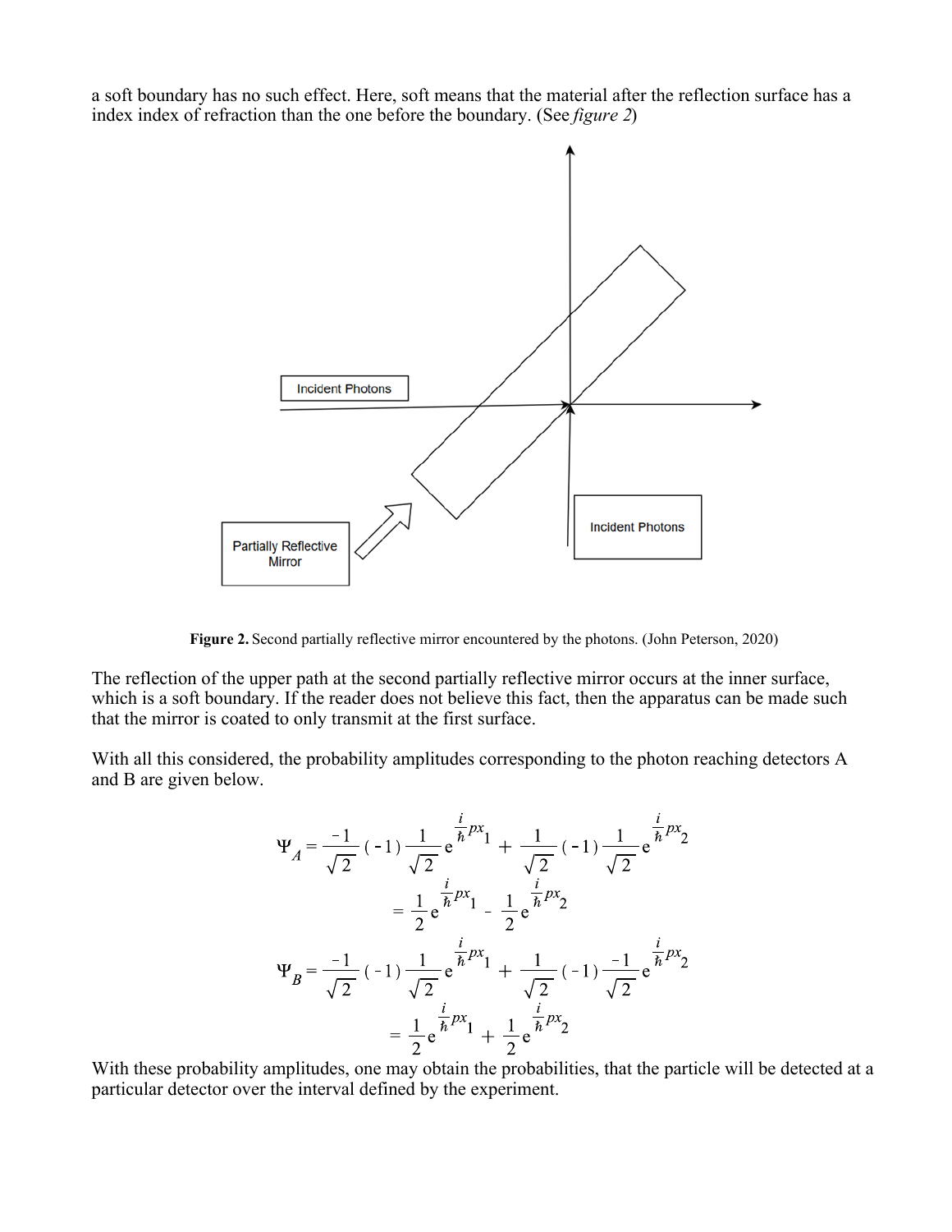a soft boundary has no such effect. Here, soft means that the material after the reflection surface has a index index of refraction than the one before the boundary. (See *figure 2*)

Incident Photons

Incident Photons

Partially Reflective Mirror

**Figure 2.** Second partially reflective mirror encountered by the photons. (John Peterson, 2020)

The reflection of the upper path at the second partially reflective mirror occurs at the inner surface, which is a soft boundary. If the reader does not believe this fact, then the apparatus can be made such that the mirror is coated to only transmit at the first surface.

With all this considered, the probability amplitudes corresponding to the photon reaching detectors A and B are given below.

$$\Psi_A = \frac{-1}{\sqrt{2}}(-1)\frac{1}{\sqrt{2}}e^{\frac{i}{\hbar}px_1} + \frac{1}{\sqrt{2}}(-1)\frac{1}{\sqrt{2}}e^{\frac{i}{\hbar}px_2}$$

$$= \frac{1}{2}e^{\frac{i}{\hbar}px_1} - \frac{1}{2}e^{\frac{i}{\hbar}px_2}$$

$$\Psi_B = \frac{-1}{\sqrt{2}}(-1)\frac{1}{\sqrt{2}}e^{\frac{i}{\hbar}px_1} + \frac{1}{\sqrt{2}}(-1)\frac{-1}{\sqrt{2}}e^{\frac{i}{\hbar}px_2}$$

$$= \frac{1}{2}e^{\frac{i}{\hbar}px_1} + \frac{1}{2}e^{\frac{i}{\hbar}px_2}$$

With these probability amplitudes, one may obtain the probabilities, that the particle will be detected at a particular detector over the interval defined by the experiment.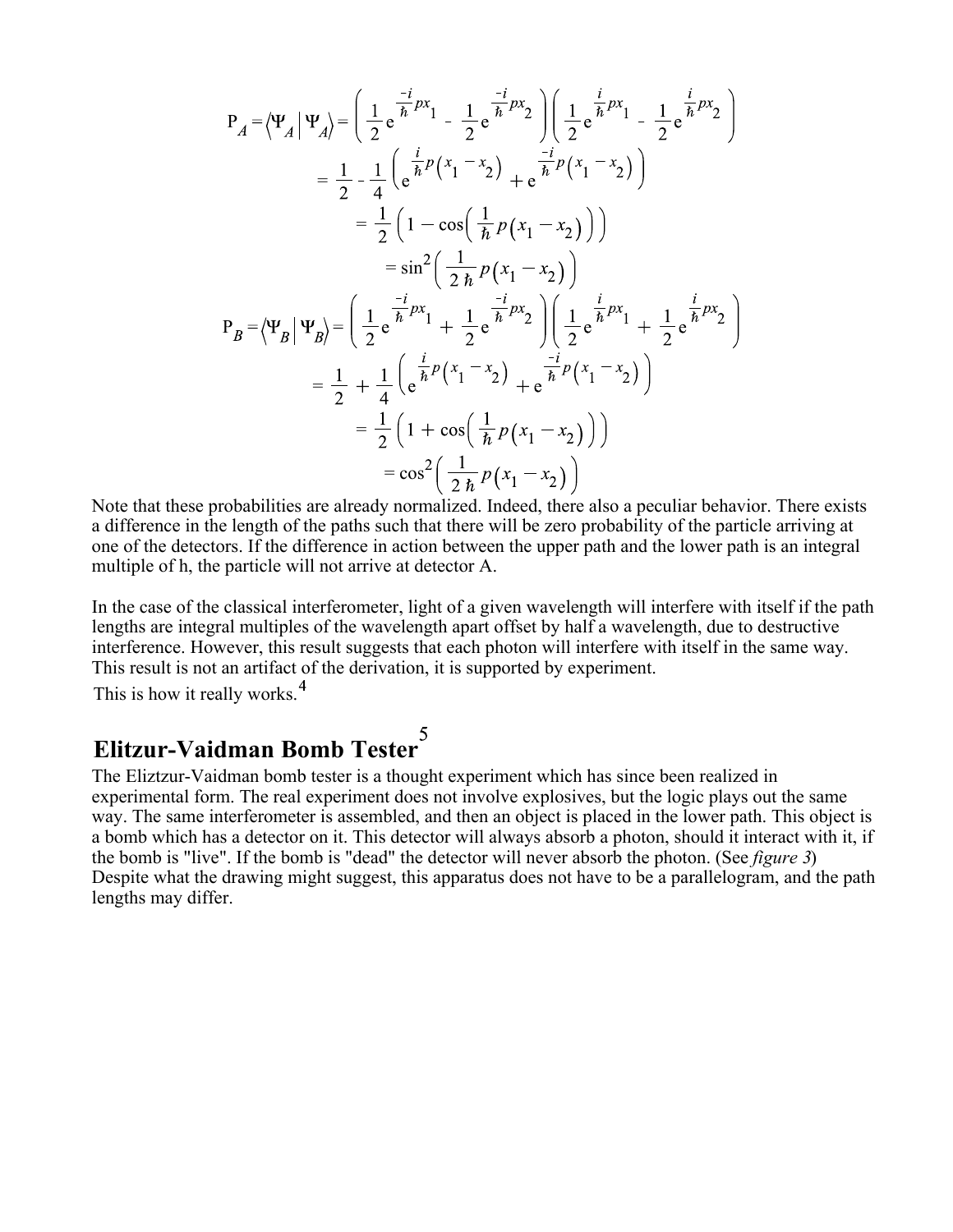$$P_A = \langle \Psi_A | \Psi_A \rangle = \left( \frac{1}{2} e^{\frac{-i}{\hbar} p x_1} - \frac{1}{2} e^{\frac{-i}{\hbar} p x_2} \right) \left( \frac{1}{2} e^{\frac{i}{\hbar} p x_1} - \frac{1}{2} e^{\frac{i}{\hbar} p x_2} \right)$$

$$= \frac{1}{2} - \frac{1}{4} \left( e^{\frac{i}{\hbar} p (x_1 - x_2)} + e^{\frac{-i}{\hbar} p (x_1 - x_2)} \right)$$

$$= \frac{1}{2} \left( 1 - \cos\left( \frac{1}{\hbar} p (x_1 - x_2) \right) \right)$$

$$= \sin^2\left( \frac{1}{2\hbar} p (x_1 - x_2) \right)$$

$$P_B = \langle \Psi_B | \Psi_B \rangle = \left( \frac{1}{2} e^{\frac{-i}{\hbar} p x_1} + \frac{1}{2} e^{\frac{-i}{\hbar} p x_2} \right) \left( \frac{1}{2} e^{\frac{i}{\hbar} p x_1} + \frac{1}{2} e^{\frac{i}{\hbar} p x_2} \right)$$

$$= \frac{1}{2} + \frac{1}{4} \left( e^{\frac{i}{\hbar} p (x_1 - x_2)} + e^{\frac{-i}{\hbar} p (x_1 - x_2)} \right)$$

$$= \frac{1}{2} \left( 1 + \cos\left( \frac{1}{\hbar} p (x_1 - x_2) \right) \right)$$

$$= \cos^2\left( \frac{1}{2\hbar} p (x_1 - x_2) \right)$$

Note that these probabilities are already normalized. Indeed, there also a peculiar behavior. There exists a difference in the length of the paths such that there will be zero probability of the particle arriving at one of the detectors. If the difference in action between the upper path and the lower path is an integral multiple of h, the particle will not arrive at detector A.

In the case of the classical interferometer, light of a given wavelength will interfere with itself if the path lengths are integral multiples of the wavelength apart offset by half a wavelength, due to destructive interference. However, this result suggests that each photon will interfere with itself in the same way. This result is not an artifact of the derivation, it is supported by experiment.
This is how it really works.[4]

## Elitzur-Vaidman Bomb Tester[5]

The Eliztzur-Vaidman bomb tester is a thought experiment which has since been realized in experimental form. The real experiment does not involve explosives, but the logic plays out the same way. The same interferometer is assembled, and then an object is placed in the lower path. This object is a bomb which has a detector on it. This detector will always absorb a photon, should it interact with it, if the bomb is "live". If the bomb is "dead" the detector will never absorb the photon. (See *figure 3*) Despite what the drawing might suggest, this apparatus does not have to be a parallelogram, and the path lengths may differ.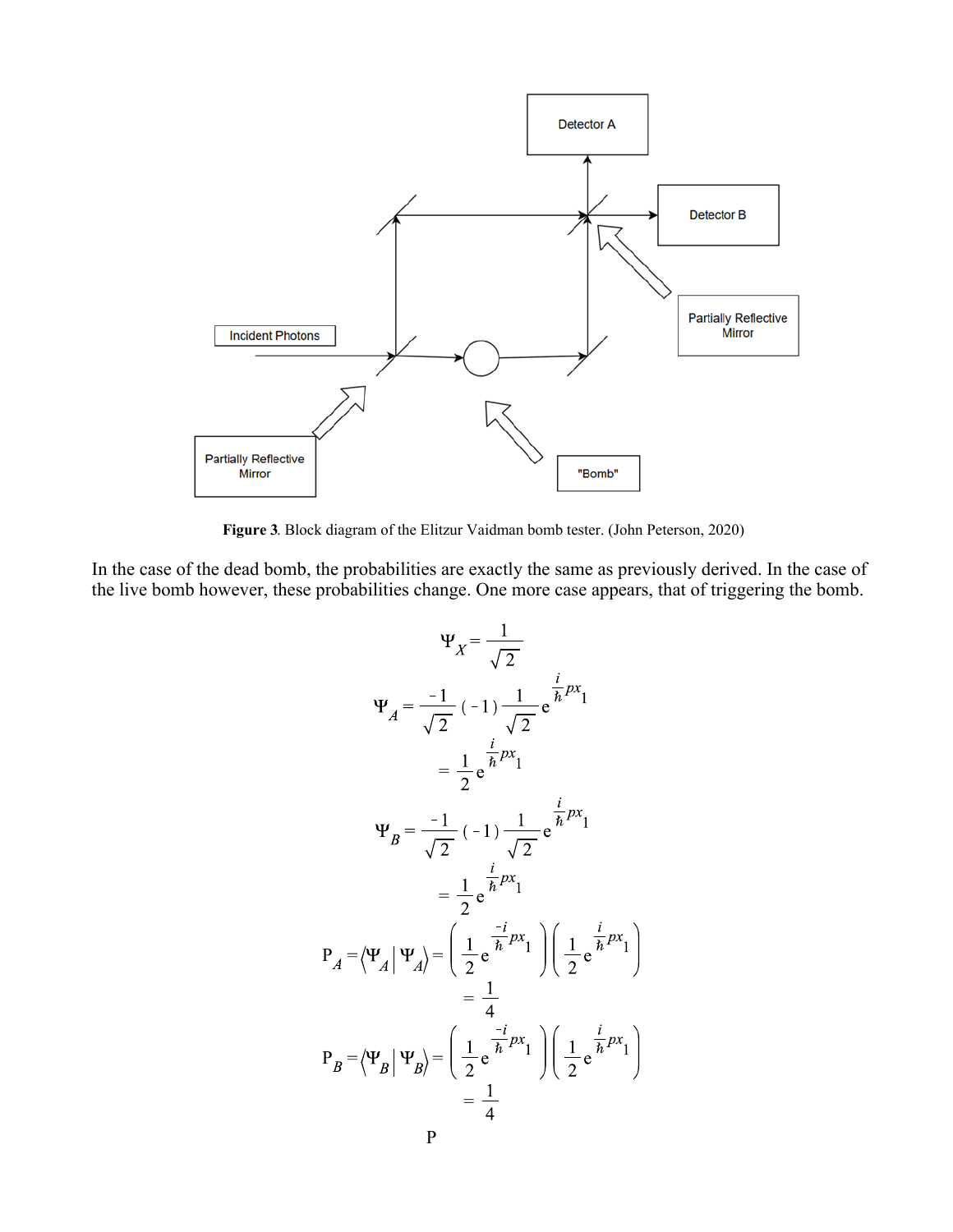Detector A

Detector B

Partially Reflective Mirror

Incident Photons

Partially Reflective Mirror

"Bomb"

**Figure 3**. Block diagram of the Elitzur Vaidman bomb tester. (John Peterson, 2020)

In the case of the dead bomb, the probabilities are exactly the same as previously derived. In the case of the live bomb however, these probabilities change. One more case appears, that of triggering the bomb.

$$\Psi_X = \frac{1}{\sqrt{2}}$$

$$\Psi_A = \frac{-1}{\sqrt{2}}(-1)\frac{1}{\sqrt{2}}e^{\frac{i}{\hbar}px_1}$$

$$= \frac{1}{2}e^{\frac{i}{\hbar}px_1}$$

$$\Psi_B = \frac{-1}{\sqrt{2}}(-1)\frac{1}{\sqrt{2}}e^{\frac{i}{\hbar}px_1}$$

$$= \frac{1}{2}e^{\frac{i}{\hbar}px_1}$$

$$P_A = \langle \Psi_A | \Psi_A \rangle = \left(\frac{1}{2}e^{\frac{-i}{\hbar}px_1}\right)\left(\frac{1}{2}e^{\frac{i}{\hbar}px_1}\right)$$

$$= \frac{1}{4}$$

$$P_B = \langle \Psi_B | \Psi_B \rangle = \left(\frac{1}{2}e^{\frac{-i}{\hbar}px_1}\right)\left(\frac{1}{2}e^{\frac{i}{\hbar}px_1}\right)$$

$$= \frac{1}{4}$$

P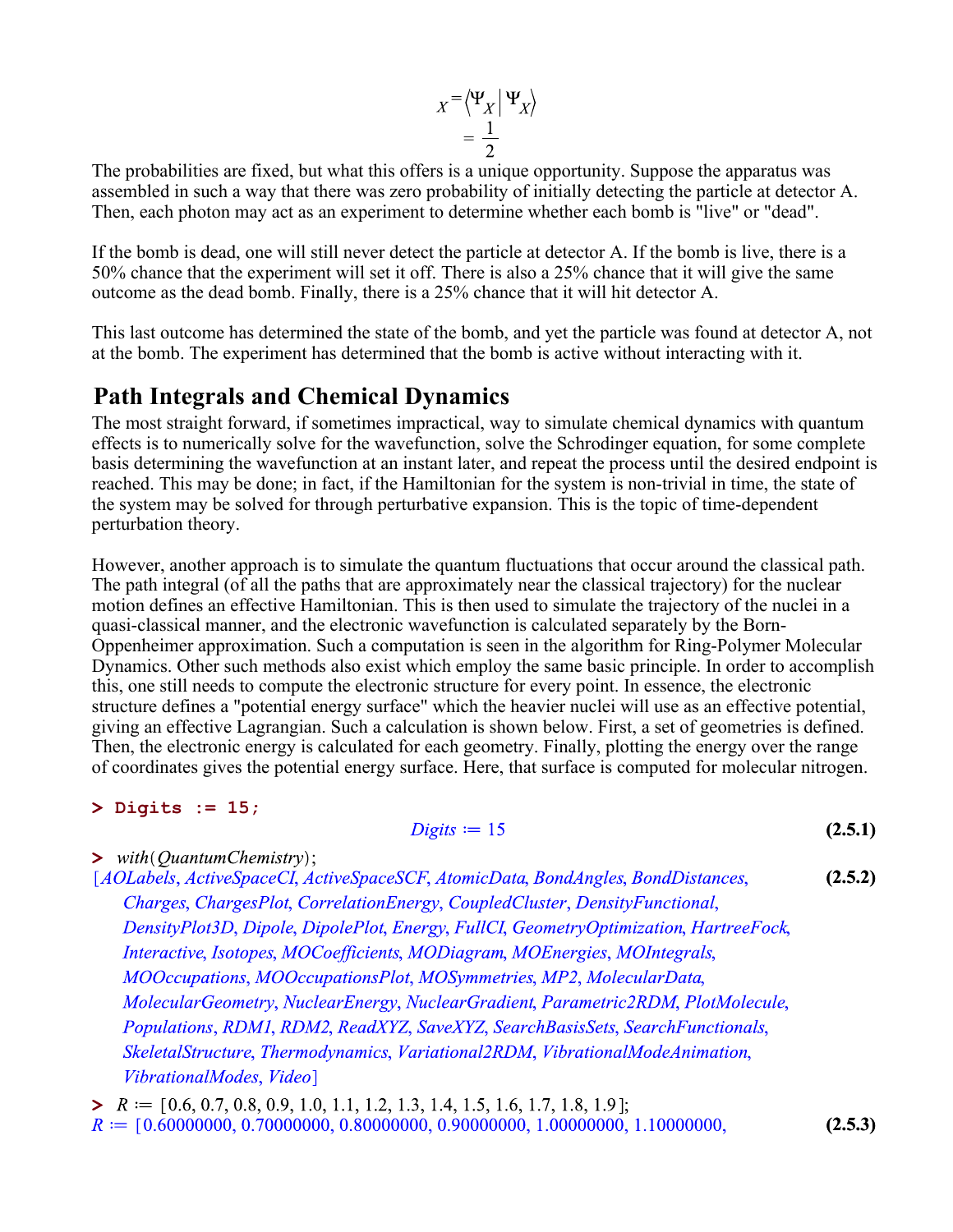$$X = \langle \Psi_X | \Psi_X \rangle$$
$$= \frac{1}{2}$$

The probabilities are fixed, but what this offers is a unique opportunity. Suppose the apparatus was assembled in such a way that there was zero probability of initially detecting the particle at detector A. Then, each photon may act as an experiment to determine whether each bomb is "live" or "dead".

If the bomb is dead, one will still never detect the particle at detector A. If the bomb is live, there is a 50% chance that the experiment will set it off. There is also a 25% chance that it will give the same outcome as the dead bomb. Finally, there is a 25% chance that it will hit detector A.

This last outcome has determined the state of the bomb, and yet the particle was found at detector A, not at the bomb. The experiment has determined that the bomb is active without interacting with it.

## Path Integrals and Chemical Dynamics

The most straight forward, if sometimes impractical, way to simulate chemical dynamics with quantum effects is to numerically solve for the wavefunction, solve the Schrodinger equation, for some complete basis determining the wavefunction at an instant later, and repeat the process until the desired endpoint is reached. This may be done; in fact, if the Hamiltonian for the system is non-trivial in time, the state of the system may be solved for through perturbative expansion. This is the topic of time-dependent perturbation theory.

However, another approach is to simulate the quantum fluctuations that occur around the classical path. The path integral (of all the paths that are approximately near the classical trajectory) for the nuclear motion defines an effective Hamiltonian. This is then used to simulate the trajectory of the nuclei in a quasi-classical manner, and the electronic wavefunction is calculated separately by the Born-Oppenheimer approximation. Such a computation is seen in the algorithm for Ring-Polymer Molecular Dynamics. Other such methods also exist which employ the same basic principle. In order to accomplish this, one still needs to compute the electronic structure for every point. In essence, the electronic structure defines a "potential energy surface" which the heavier nuclei will use as an effective potential, giving an effective Lagrangian. Such a calculation is shown below. First, a set of geometries is defined. Then, the electronic energy is calculated for each geometry. Finally, plotting the energy over the range of coordinates gives the potential energy surface. Here, that surface is computed for molecular nitrogen.

```
> Digits := 15;
                                Digits := 15                                    (2.5.1)
> with(QuantumChemistry);
[AOLabels, ActiveSpaceCI, ActiveSpaceSCF, AtomicData, BondAngles, BondDistances,   (2.5.2)
    Charges, ChargesPlot, CorrelationEnergy, CoupledCluster, DensityFunctional,
    DensityPlot3D, Dipole, DipolePlot, Energy, FullCI, GeometryOptimization, HartreeFock,
    Interactive, Isotopes, MOCoefficients, MODiagram, MOEnergies, MOIntegrals,
    MOOccupations, MOOccupationsPlot, MOSymmetries, MP2, MolecularData,
    MolecularGeometry, NuclearEnergy, NuclearGradient, Parametric2RDM, PlotMolecule,
    Populations, RDM1, RDM2, ReadXYZ, SaveXYZ, SearchBasisSets, SearchFunctionals,
    SkeletalStructure, Thermodynamics, Variational2RDM, VibrationalModeAnimation,
    VibrationalModes, Video]
> R := [0.6, 0.7, 0.8, 0.9, 1.0, 1.1, 1.2, 1.3, 1.4, 1.5, 1.6, 1.7, 1.8, 1.9];
R := [0.60000000, 0.70000000, 0.80000000, 0.90000000, 1.00000000, 1.10000000,     (2.5.3)
```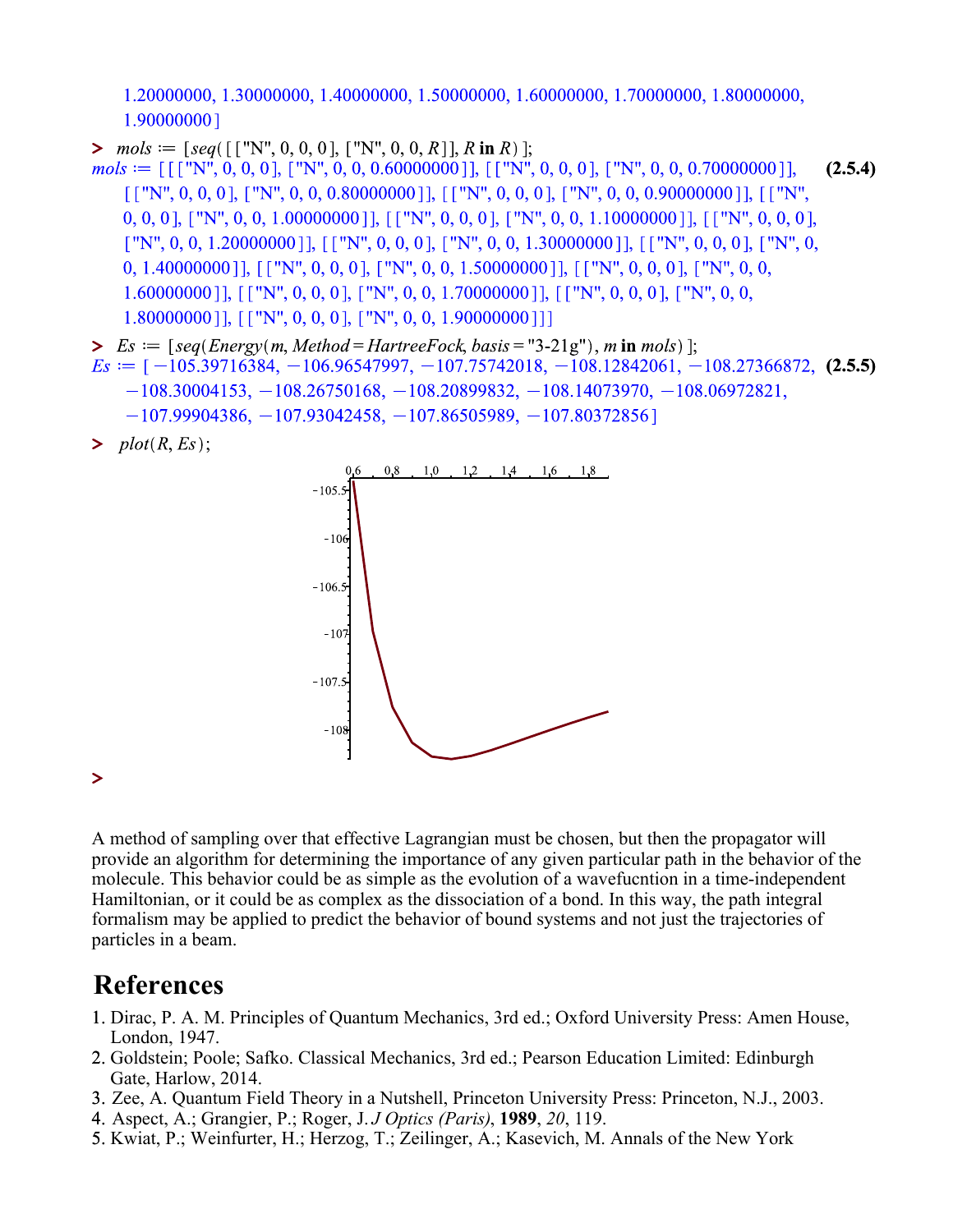1.20000000, 1.30000000, 1.40000000, 1.50000000, 1.60000000, 1.70000000, 1.80000000, 1.90000000]

```
> mols := [seq([["N", 0, 0, 0], ["N", 0, 0, R]], R in R)];
mols := [[["N", 0, 0, 0], ["N", 0, 0, 0.60000000]], [["N", 0, 0, 0], ["N", 0, 0, 0.70000000]],      (2.5.4)
    [["N", 0, 0, 0], ["N", 0, 0, 0.80000000]], [["N", 0, 0, 0], ["N", 0, 0, 0.90000000]], [["N",
    0, 0, 0], ["N", 0, 0, 1.00000000]], [["N", 0, 0, 0], ["N", 0, 0, 1.10000000]], [["N", 0, 0, 0],
    ["N", 0, 0, 1.20000000]], [["N", 0, 0, 0], ["N", 0, 0, 1.30000000]], [["N", 0, 0, 0], ["N", 0,
    0, 1.40000000]], [["N", 0, 0, 0], ["N", 0, 0, 1.50000000]], [["N", 0, 0, 0], ["N", 0, 0,
    1.60000000]], [["N", 0, 0, 0], ["N", 0, 0, 1.70000000]], [["N", 0, 0, 0], ["N", 0, 0,
    1.80000000]], [["N", 0, 0, 0], ["N", 0, 0, 1.90000000]]]
> Es := [seq(Energy(m, Method = HartreeFock, basis = "3-21g"), m in mols)];
Es := [-105.39716384, -106.96547997, -107.75742018, -108.12842061, -108.27366872,      (2.5.5)
    -108.30004153, -108.26750168, -108.20899832, -108.14073970, -108.06972821,
    -107.99904386, -107.93042458, -107.86505989, -107.80372856]
> plot(R, Es);
```

0.6 0.8 1.0 1.2 1.4 1.6 1.8

-105.5
-106
-106.5
-107
-107.5
-108

```
>
```

A method of sampling over that effective Lagrangian must be chosen, but then the propagator will provide an algorithm for determining the importance of any given particular path in the behavior of the molecule. This behavior could be as simple as the evolution of a wavefucntion in a time-independent Hamiltonian, or it could be as complex as the dissociation of a bond. In this way, the path integral formalism may be applied to predict the behavior of bound systems and not just the trajectories of particles in a beam.

# References

1. Dirac, P. A. M. Principles of Quantum Mechanics, 3rd ed.; Oxford University Press: Amen House, London, 1947.
2. Goldstein; Poole; Safko. Classical Mechanics, 3rd ed.; Pearson Education Limited: Edinburgh Gate, Harlow, 2014.
3. Zee, A. Quantum Field Theory in a Nutshell, Princeton University Press: Princeton, N.J., 2003.
4. Aspect, A.; Grangier, P.; Roger, J. *J Optics (Paris)*, **1989**, *20*, 119.
5. Kwiat, P.; Weinfurter, H.; Herzog, T.; Zeilinger, A.; Kasevich, M. Annals of the New York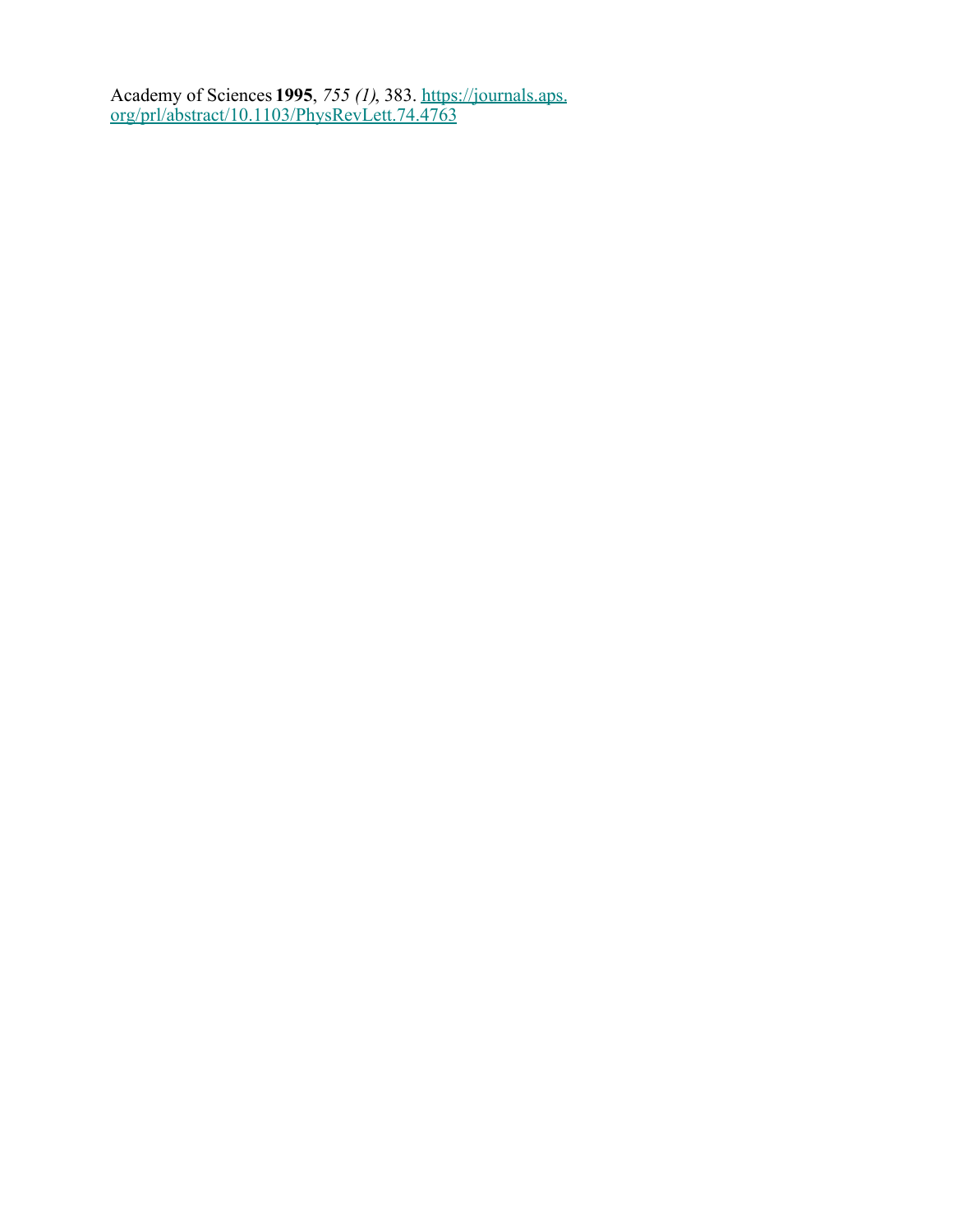Academy of Sciences **1995**, *755 (1)*, 383. [https://journals.aps.org/prl/abstract/10.1103/PhysRevLett.74.4763](https://journals.aps.org/prl/abstract/10.1103/PhysRevLett.74.4763)